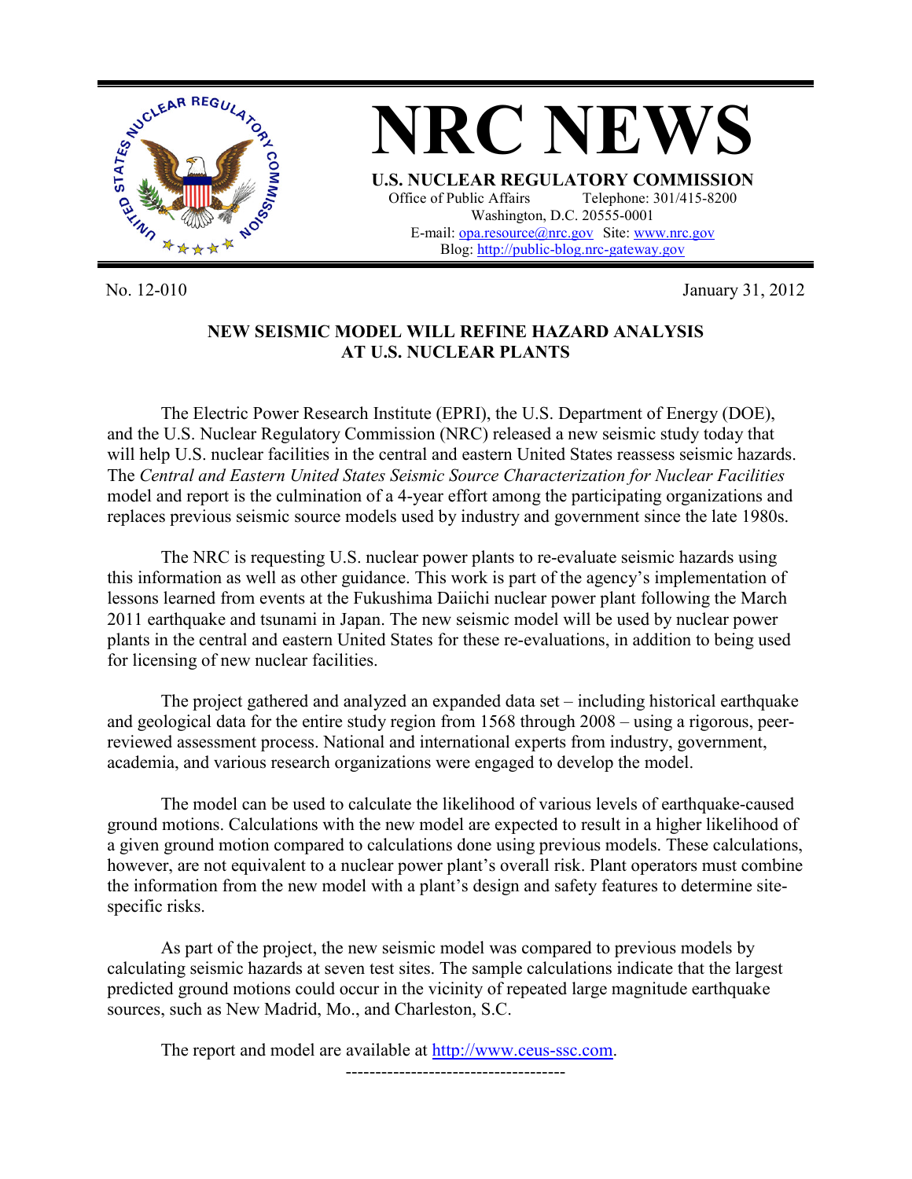# NRC NEWS

**U.S. NUCLEAR REGULATORY COMMISSION**

Office of Public Affairs Telephone: 301/415-8200
Washington, D.C. 20555-0001
E-mail: opa.resource@nrc.gov Site: www.nrc.gov
Blog: http://public-blog.nrc-gateway.gov

No. 12-010 January 31, 2012

## NEW SEISMIC MODEL WILL REFINE HAZARD ANALYSIS AT U.S. NUCLEAR PLANTS

The Electric Power Research Institute (EPRI), the U.S. Department of Energy (DOE), and the U.S. Nuclear Regulatory Commission (NRC) released a new seismic study today that will help U.S. nuclear facilities in the central and eastern United States reassess seismic hazards. The *Central and Eastern United States Seismic Source Characterization for Nuclear Facilities* model and report is the culmination of a 4-year effort among the participating organizations and replaces previous seismic source models used by industry and government since the late 1980s.

The NRC is requesting U.S. nuclear power plants to re-evaluate seismic hazards using this information as well as other guidance. This work is part of the agency's implementation of lessons learned from events at the Fukushima Daiichi nuclear power plant following the March 2011 earthquake and tsunami in Japan. The new seismic model will be used by nuclear power plants in the central and eastern United States for these re-evaluations, in addition to being used for licensing of new nuclear facilities.

The project gathered and analyzed an expanded data set – including historical earthquake and geological data for the entire study region from 1568 through 2008 – using a rigorous, peer-reviewed assessment process. National and international experts from industry, government, academia, and various research organizations were engaged to develop the model.

The model can be used to calculate the likelihood of various levels of earthquake-caused ground motions. Calculations with the new model are expected to result in a higher likelihood of a given ground motion compared to calculations done using previous models. These calculations, however, are not equivalent to a nuclear power plant's overall risk. Plant operators must combine the information from the new model with a plant's design and safety features to determine site-specific risks.

As part of the project, the new seismic model was compared to previous models by calculating seismic hazards at seven test sites. The sample calculations indicate that the largest predicted ground motions could occur in the vicinity of repeated large magnitude earthquake sources, such as New Madrid, Mo., and Charleston, S.C.

The report and model are available at http://www.ceus-ssc.com.

------------------------------------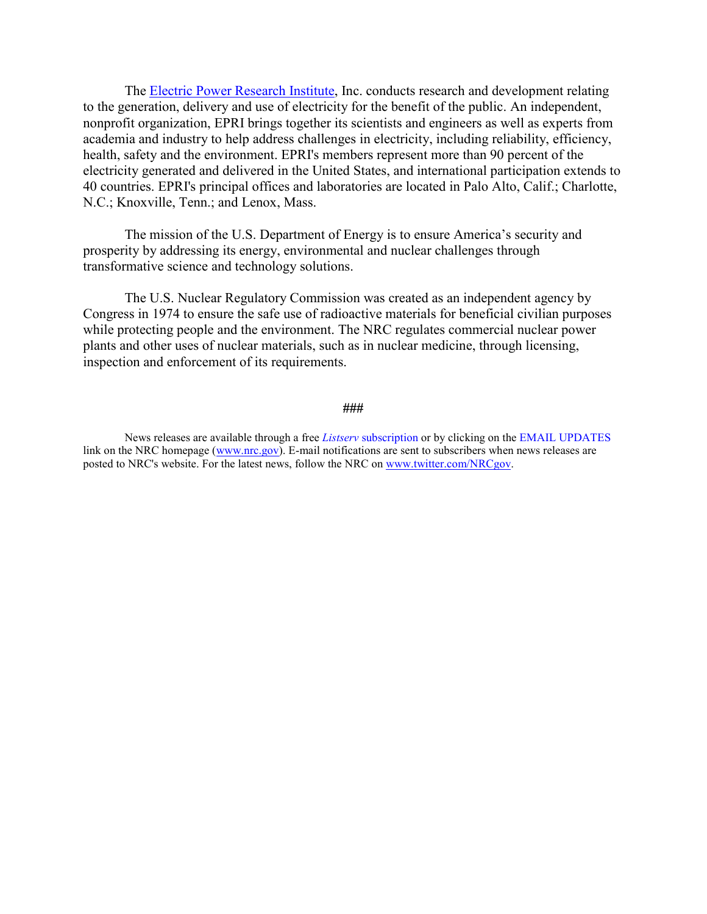The Electric Power Research Institute, Inc. conducts research and development relating to the generation, delivery and use of electricity for the benefit of the public. An independent, nonprofit organization, EPRI brings together its scientists and engineers as well as experts from academia and industry to help address challenges in electricity, including reliability, efficiency, health, safety and the environment. EPRI's members represent more than 90 percent of the electricity generated and delivered in the United States, and international participation extends to 40 countries. EPRI's principal offices and laboratories are located in Palo Alto, Calif.; Charlotte, N.C.; Knoxville, Tenn.; and Lenox, Mass.

The mission of the U.S. Department of Energy is to ensure America's security and prosperity by addressing its energy, environmental and nuclear challenges through transformative science and technology solutions.

The U.S. Nuclear Regulatory Commission was created as an independent agency by Congress in 1974 to ensure the safe use of radioactive materials for beneficial civilian purposes while protecting people and the environment. The NRC regulates commercial nuclear power plants and other uses of nuclear materials, such as in nuclear medicine, through licensing, inspection and enforcement of its requirements.

###

News releases are available through a free *Listserv* subscription or by clicking on the EMAIL UPDATES link on the NRC homepage (www.nrc.gov). E-mail notifications are sent to subscribers when news releases are posted to NRC's website. For the latest news, follow the NRC on www.twitter.com/NRCgov.